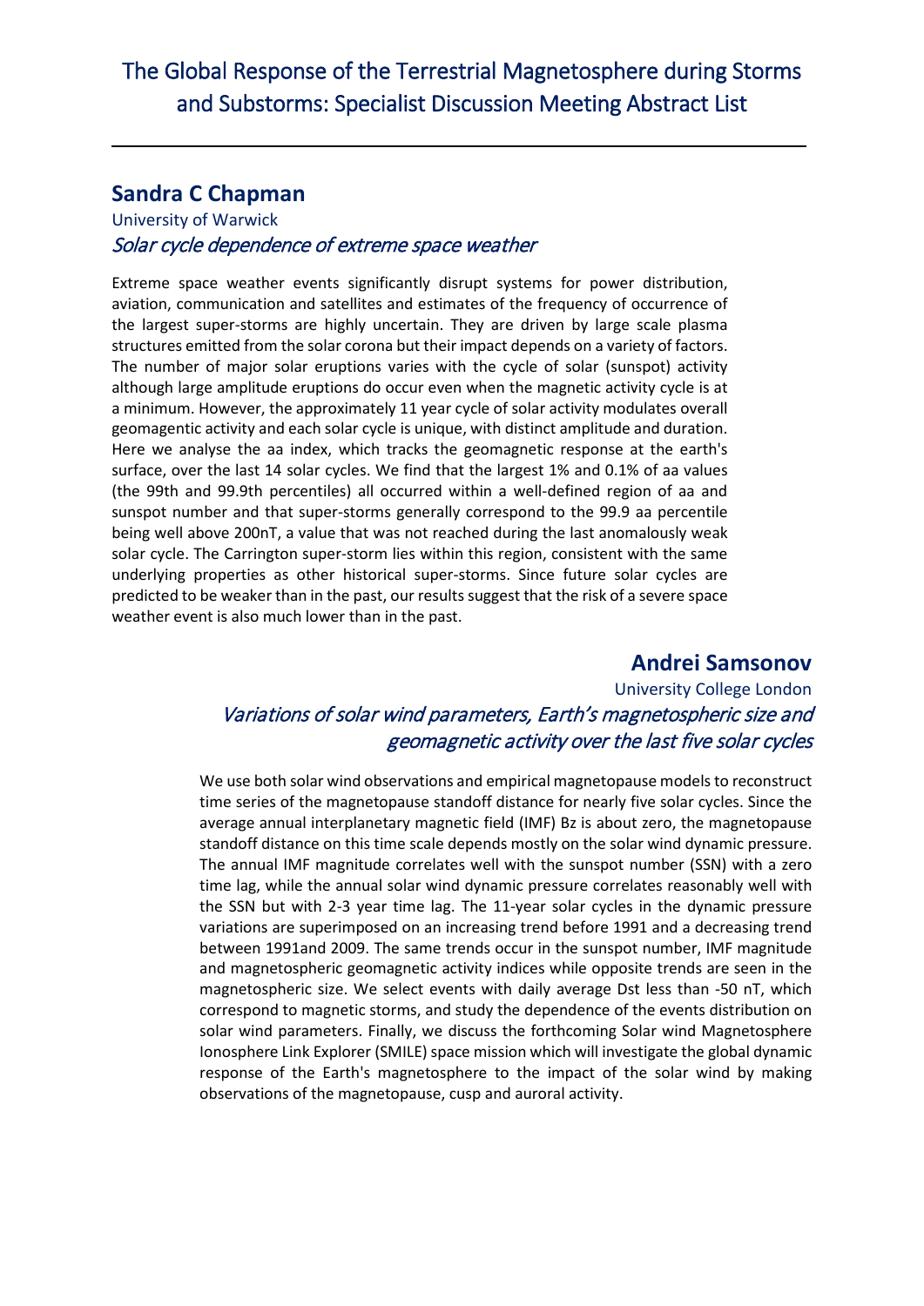# The Global Response of the Terrestrial Magnetosphere during Storms and Substorms: Specialist Discussion Meeting Abstract List

---

## Sandra C Chapman

University of Warwick

*Solar cycle dependence of extreme space weather*

Extreme space weather events significantly disrupt systems for power distribution, aviation, communication and satellites and estimates of the frequency of occurrence of the largest super-storms are highly uncertain. They are driven by large scale plasma structures emitted from the solar corona but their impact depends on a variety of factors. The number of major solar eruptions varies with the cycle of solar (sunspot) activity although large amplitude eruptions do occur even when the magnetic activity cycle is at a minimum. However, the approximately 11 year cycle of solar activity modulates overall geomagentic activity and each solar cycle is unique, with distinct amplitude and duration. Here we analyse the aa index, which tracks the geomagnetic response at the earth's surface, over the last 14 solar cycles. We find that the largest 1% and 0.1% of aa values (the 99th and 99.9th percentiles) all occurred within a well-defined region of aa and sunspot number and that super-storms generally correspond to the 99.9 aa percentile being well above 200nT, a value that was not reached during the last anomalously weak solar cycle. The Carrington super-storm lies within this region, consistent with the same underlying properties as other historical super-storms. Since future solar cycles are predicted to be weaker than in the past, our results suggest that the risk of a severe space weather event is also much lower than in the past.

## Andrei Samsonov

University College London

*Variations of solar wind parameters, Earth's magnetospheric size and geomagnetic activity over the last five solar cycles*

We use both solar wind observations and empirical magnetopause models to reconstruct time series of the magnetopause standoff distance for nearly five solar cycles. Since the average annual interplanetary magnetic field (IMF) Bz is about zero, the magnetopause standoff distance on this time scale depends mostly on the solar wind dynamic pressure. The annual IMF magnitude correlates well with the sunspot number (SSN) with a zero time lag, while the annual solar wind dynamic pressure correlates reasonably well with the SSN but with 2-3 year time lag. The 11-year solar cycles in the dynamic pressure variations are superimposed on an increasing trend before 1991 and a decreasing trend between 1991and 2009. The same trends occur in the sunspot number, IMF magnitude and magnetospheric geomagnetic activity indices while opposite trends are seen in the magnetospheric size. We select events with daily average Dst less than -50 nT, which correspond to magnetic storms, and study the dependence of the events distribution on solar wind parameters. Finally, we discuss the forthcoming Solar wind Magnetosphere Ionosphere Link Explorer (SMILE) space mission which will investigate the global dynamic response of the Earth's magnetosphere to the impact of the solar wind by making observations of the magnetopause, cusp and auroral activity.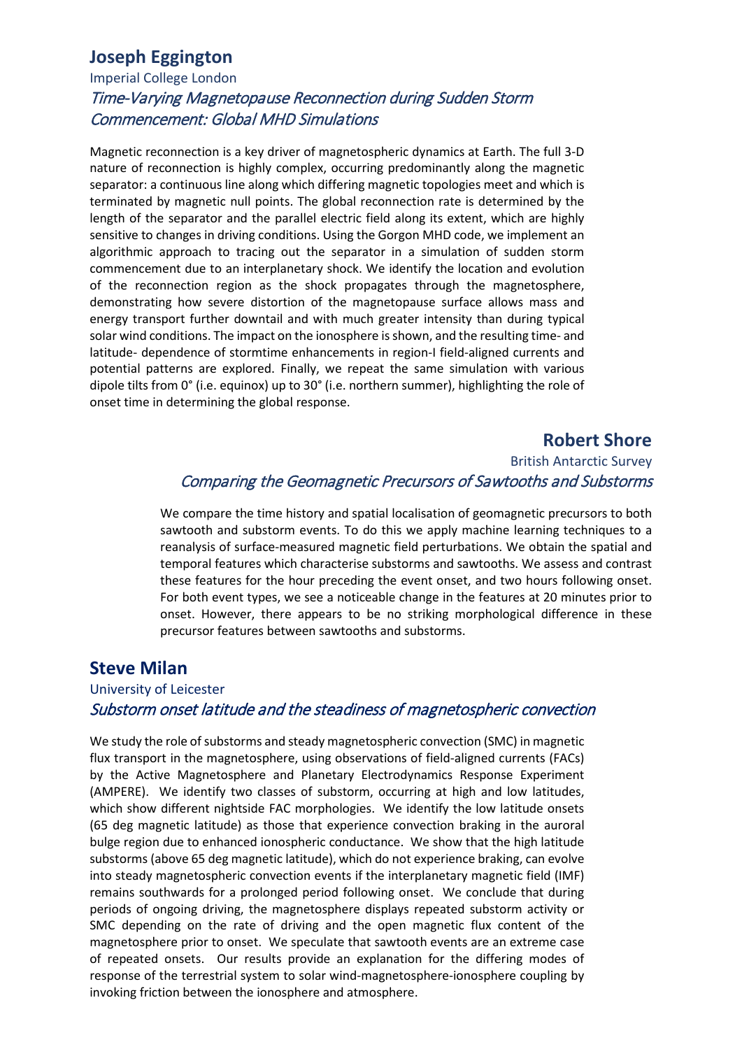## Joseph Eggington

Imperial College London

*Time-Varying Magnetopause Reconnection during Sudden Storm Commencement: Global MHD Simulations*

Magnetic reconnection is a key driver of magnetospheric dynamics at Earth. The full 3-D nature of reconnection is highly complex, occurring predominantly along the magnetic separator: a continuous line along which differing magnetic topologies meet and which is terminated by magnetic null points. The global reconnection rate is determined by the length of the separator and the parallel electric field along its extent, which are highly sensitive to changes in driving conditions. Using the Gorgon MHD code, we implement an algorithmic approach to tracing out the separator in a simulation of sudden storm commencement due to an interplanetary shock. We identify the location and evolution of the reconnection region as the shock propagates through the magnetosphere, demonstrating how severe distortion of the magnetopause surface allows mass and energy transport further downtail and with much greater intensity than during typical solar wind conditions. The impact on the ionosphere is shown, and the resulting time- and latitude- dependence of stormtime enhancements in region-I field-aligned currents and potential patterns are explored. Finally, we repeat the same simulation with various dipole tilts from 0° (i.e. equinox) up to 30° (i.e. northern summer), highlighting the role of onset time in determining the global response.

## Robert Shore

British Antarctic Survey

*Comparing the Geomagnetic Precursors of Sawtooths and Substorms*

We compare the time history and spatial localisation of geomagnetic precursors to both sawtooth and substorm events. To do this we apply machine learning techniques to a reanalysis of surface-measured magnetic field perturbations. We obtain the spatial and temporal features which characterise substorms and sawtooths. We assess and contrast these features for the hour preceding the event onset, and two hours following onset. For both event types, we see a noticeable change in the features at 20 minutes prior to onset. However, there appears to be no striking morphological difference in these precursor features between sawtooths and substorms.

## Steve Milan

University of Leicester

*Substorm onset latitude and the steadiness of magnetospheric convection*

We study the role of substorms and steady magnetospheric convection (SMC) in magnetic flux transport in the magnetosphere, using observations of field-aligned currents (FACs) by the Active Magnetosphere and Planetary Electrodynamics Response Experiment (AMPERE). We identify two classes of substorm, occurring at high and low latitudes, which show different nightside FAC morphologies. We identify the low latitude onsets (65 deg magnetic latitude) as those that experience convection braking in the auroral bulge region due to enhanced ionospheric conductance. We show that the high latitude substorms (above 65 deg magnetic latitude), which do not experience braking, can evolve into steady magnetospheric convection events if the interplanetary magnetic field (IMF) remains southwards for a prolonged period following onset. We conclude that during periods of ongoing driving, the magnetosphere displays repeated substorm activity or SMC depending on the rate of driving and the open magnetic flux content of the magnetosphere prior to onset. We speculate that sawtooth events are an extreme case of repeated onsets. Our results provide an explanation for the differing modes of response of the terrestrial system to solar wind-magnetosphere-ionosphere coupling by invoking friction between the ionosphere and atmosphere.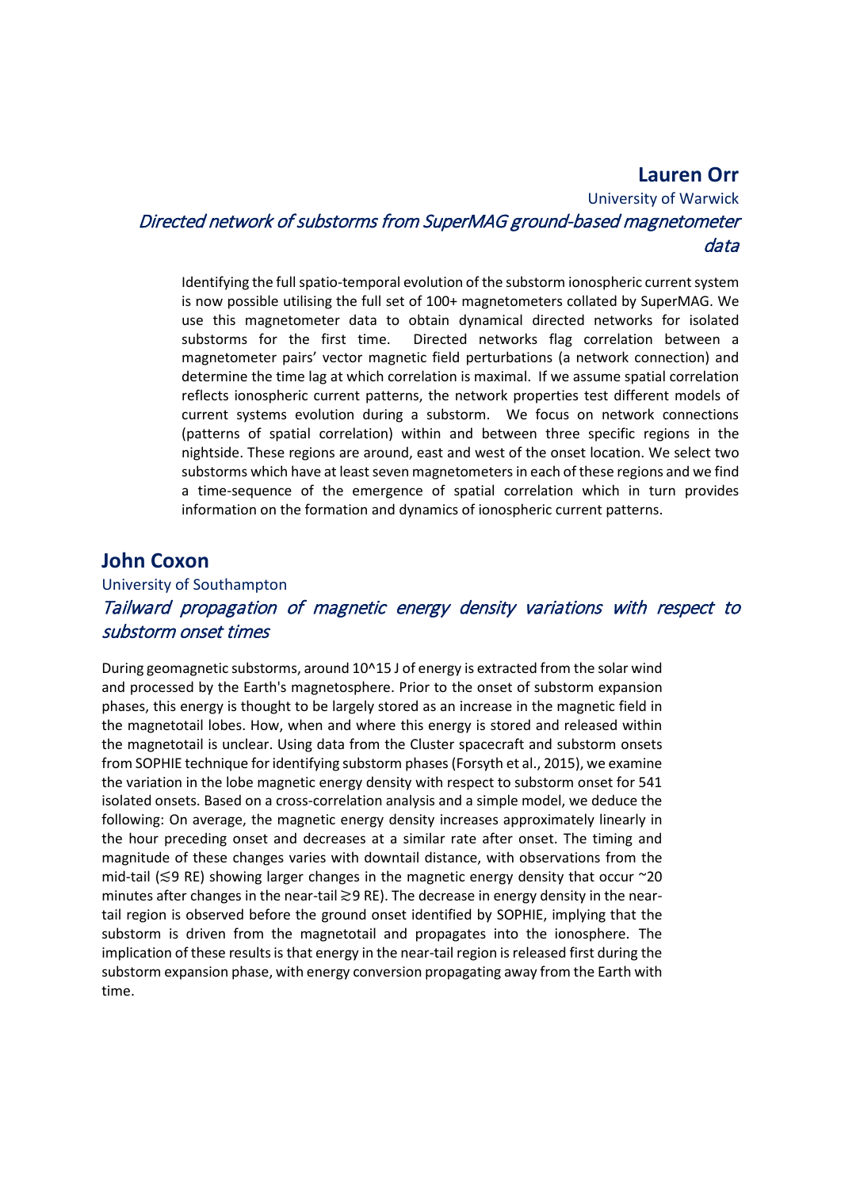## Lauren Orr

University of Warwick

### *Directed network of substorms from SuperMAG ground-based magnetometer data*

Identifying the full spatio-temporal evolution of the substorm ionospheric current system is now possible utilising the full set of 100+ magnetometers collated by SuperMAG. We use this magnetometer data to obtain dynamical directed networks for isolated substorms for the first time. Directed networks flag correlation between a magnetometer pairs' vector magnetic field perturbations (a network connection) and determine the time lag at which correlation is maximal. If we assume spatial correlation reflects ionospheric current patterns, the network properties test different models of current systems evolution during a substorm. We focus on network connections (patterns of spatial correlation) within and between three specific regions in the nightside. These regions are around, east and west of the onset location. We select two substorms which have at least seven magnetometers in each of these regions and we find a time-sequence of the emergence of spatial correlation which in turn provides information on the formation and dynamics of ionospheric current patterns.

## John Coxon

University of Southampton

### *Tailward propagation of magnetic energy density variations with respect to substorm onset times*

During geomagnetic substorms, around $10^{15}$ J of energy is extracted from the solar wind and processed by the Earth's magnetosphere. Prior to the onset of substorm expansion phases, this energy is thought to be largely stored as an increase in the magnetic field in the magnetotail lobes. How, when and where this energy is stored and released within the magnetotail is unclear. Using data from the Cluster spacecraft and substorm onsets from SOPHIE technique for identifying substorm phases (Forsyth et al., 2015), we examine the variation in the lobe magnetic energy density with respect to substorm onset for 541 isolated onsets. Based on a cross-correlation analysis and a simple model, we deduce the following: On average, the magnetic energy density increases approximately linearly in the hour preceding onset and decreases at a similar rate after onset. The timing and magnitude of these changes varies with downtail distance, with observations from the mid-tail ($\lesssim$9 RE) showing larger changes in the magnetic energy density that occur ~20 minutes after changes in the near-tail $\gtrsim$9 RE). The decrease in energy density in the near-tail region is observed before the ground onset identified by SOPHIE, implying that the substorm is driven from the magnetotail and propagates into the ionosphere. The implication of these results is that energy in the near-tail region is released first during the substorm expansion phase, with energy conversion propagating away from the Earth with time.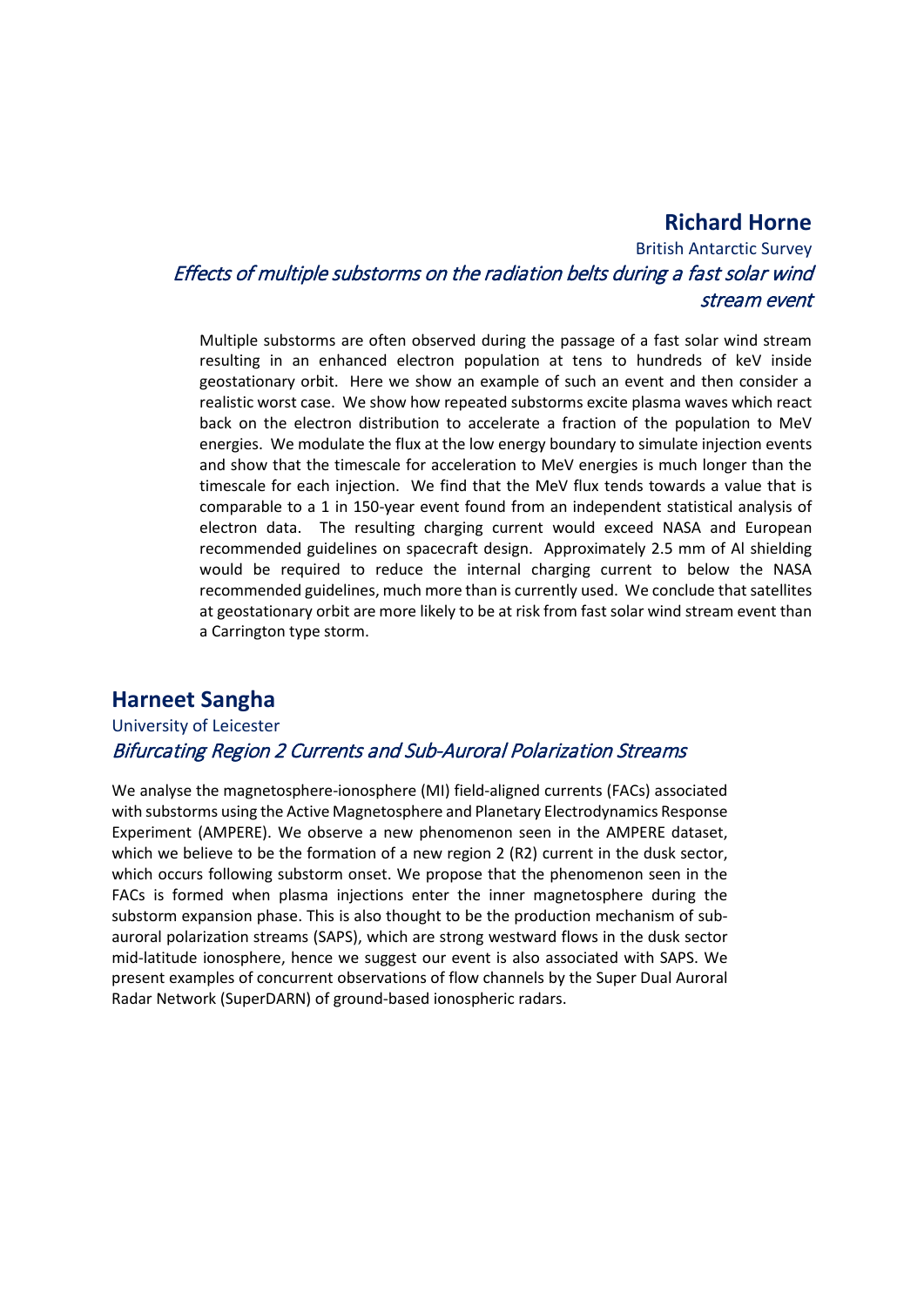## Richard Horne

British Antarctic Survey

*Effects of multiple substorms on the radiation belts during a fast solar wind stream event*

Multiple substorms are often observed during the passage of a fast solar wind stream resulting in an enhanced electron population at tens to hundreds of keV inside geostationary orbit. Here we show an example of such an event and then consider a realistic worst case. We show how repeated substorms excite plasma waves which react back on the electron distribution to accelerate a fraction of the population to MeV energies. We modulate the flux at the low energy boundary to simulate injection events and show that the timescale for acceleration to MeV energies is much longer than the timescale for each injection. We find that the MeV flux tends towards a value that is comparable to a 1 in 150-year event found from an independent statistical analysis of electron data. The resulting charging current would exceed NASA and European recommended guidelines on spacecraft design. Approximately 2.5 mm of Al shielding would be required to reduce the internal charging current to below the NASA recommended guidelines, much more than is currently used. We conclude that satellites at geostationary orbit are more likely to be at risk from fast solar wind stream event than a Carrington type storm.

## Harneet Sangha

University of Leicester

*Bifurcating Region 2 Currents and Sub-Auroral Polarization Streams*

We analyse the magnetosphere-ionosphere (MI) field-aligned currents (FACs) associated with substorms using the Active Magnetosphere and Planetary Electrodynamics Response Experiment (AMPERE). We observe a new phenomenon seen in the AMPERE dataset, which we believe to be the formation of a new region 2 (R2) current in the dusk sector, which occurs following substorm onset. We propose that the phenomenon seen in the FACs is formed when plasma injections enter the inner magnetosphere during the substorm expansion phase. This is also thought to be the production mechanism of sub-auroral polarization streams (SAPS), which are strong westward flows in the dusk sector mid-latitude ionosphere, hence we suggest our event is also associated with SAPS. We present examples of concurrent observations of flow channels by the Super Dual Auroral Radar Network (SuperDARN) of ground-based ionospheric radars.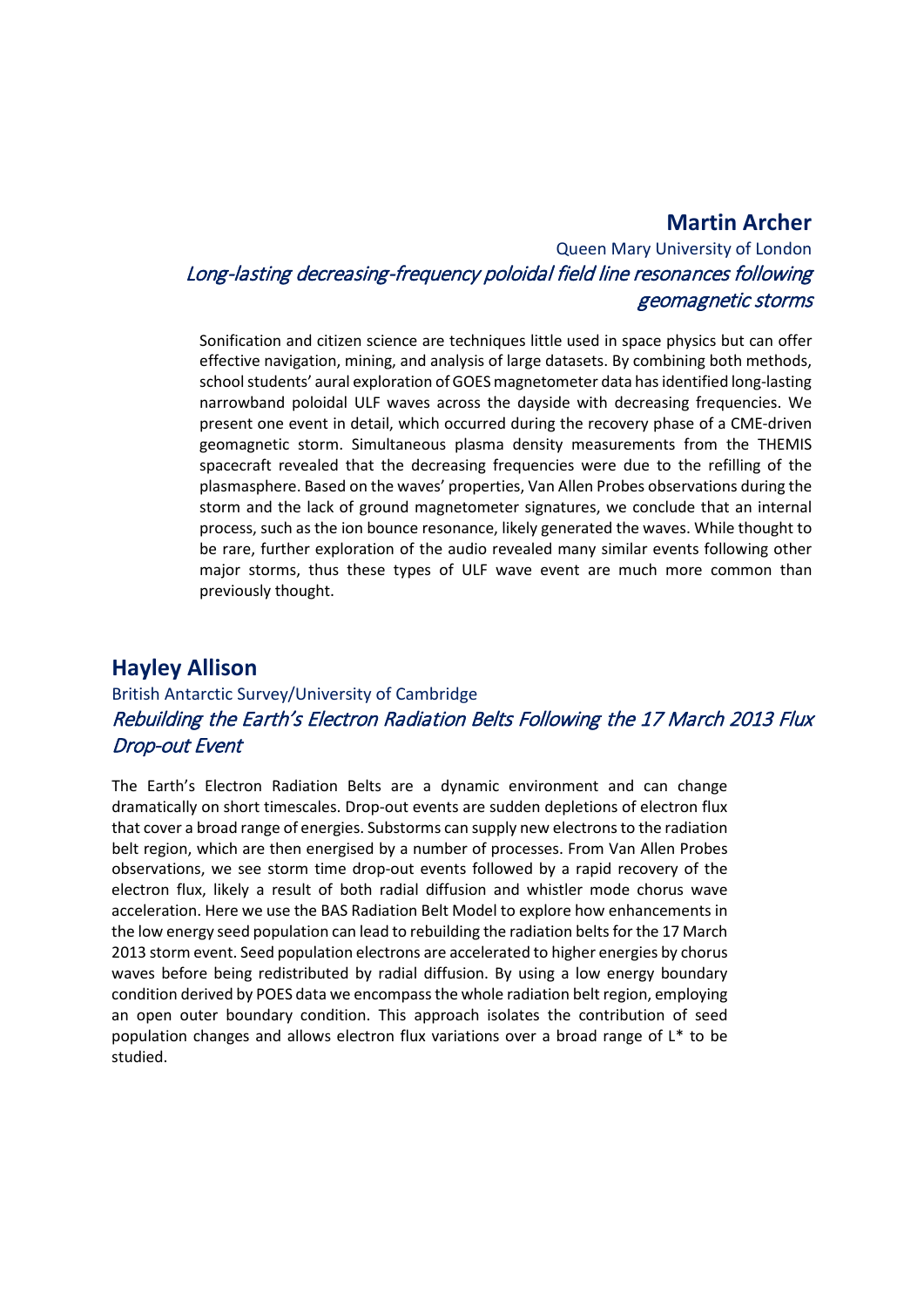## Martin Archer

Queen Mary University of London

*Long-lasting decreasing-frequency poloidal field line resonances following geomagnetic storms*

Sonification and citizen science are techniques little used in space physics but can offer effective navigation, mining, and analysis of large datasets. By combining both methods, school students' aural exploration of GOES magnetometer data has identified long-lasting narrowband poloidal ULF waves across the dayside with decreasing frequencies. We present one event in detail, which occurred during the recovery phase of a CME-driven geomagnetic storm. Simultaneous plasma density measurements from the THEMIS spacecraft revealed that the decreasing frequencies were due to the refilling of the plasmasphere. Based on the waves' properties, Van Allen Probes observations during the storm and the lack of ground magnetometer signatures, we conclude that an internal process, such as the ion bounce resonance, likely generated the waves. While thought to be rare, further exploration of the audio revealed many similar events following other major storms, thus these types of ULF wave event are much more common than previously thought.

## Hayley Allison

British Antarctic Survey/University of Cambridge

*Rebuilding the Earth's Electron Radiation Belts Following the 17 March 2013 Flux Drop-out Event*

The Earth's Electron Radiation Belts are a dynamic environment and can change dramatically on short timescales. Drop-out events are sudden depletions of electron flux that cover a broad range of energies. Substorms can supply new electrons to the radiation belt region, which are then energised by a number of processes. From Van Allen Probes observations, we see storm time drop-out events followed by a rapid recovery of the electron flux, likely a result of both radial diffusion and whistler mode chorus wave acceleration. Here we use the BAS Radiation Belt Model to explore how enhancements in the low energy seed population can lead to rebuilding the radiation belts for the 17 March 2013 storm event. Seed population electrons are accelerated to higher energies by chorus waves before being redistributed by radial diffusion. By using a low energy boundary condition derived by POES data we encompass the whole radiation belt region, employing an open outer boundary condition. This approach isolates the contribution of seed population changes and allows electron flux variations over a broad range of $L^*$ to be studied.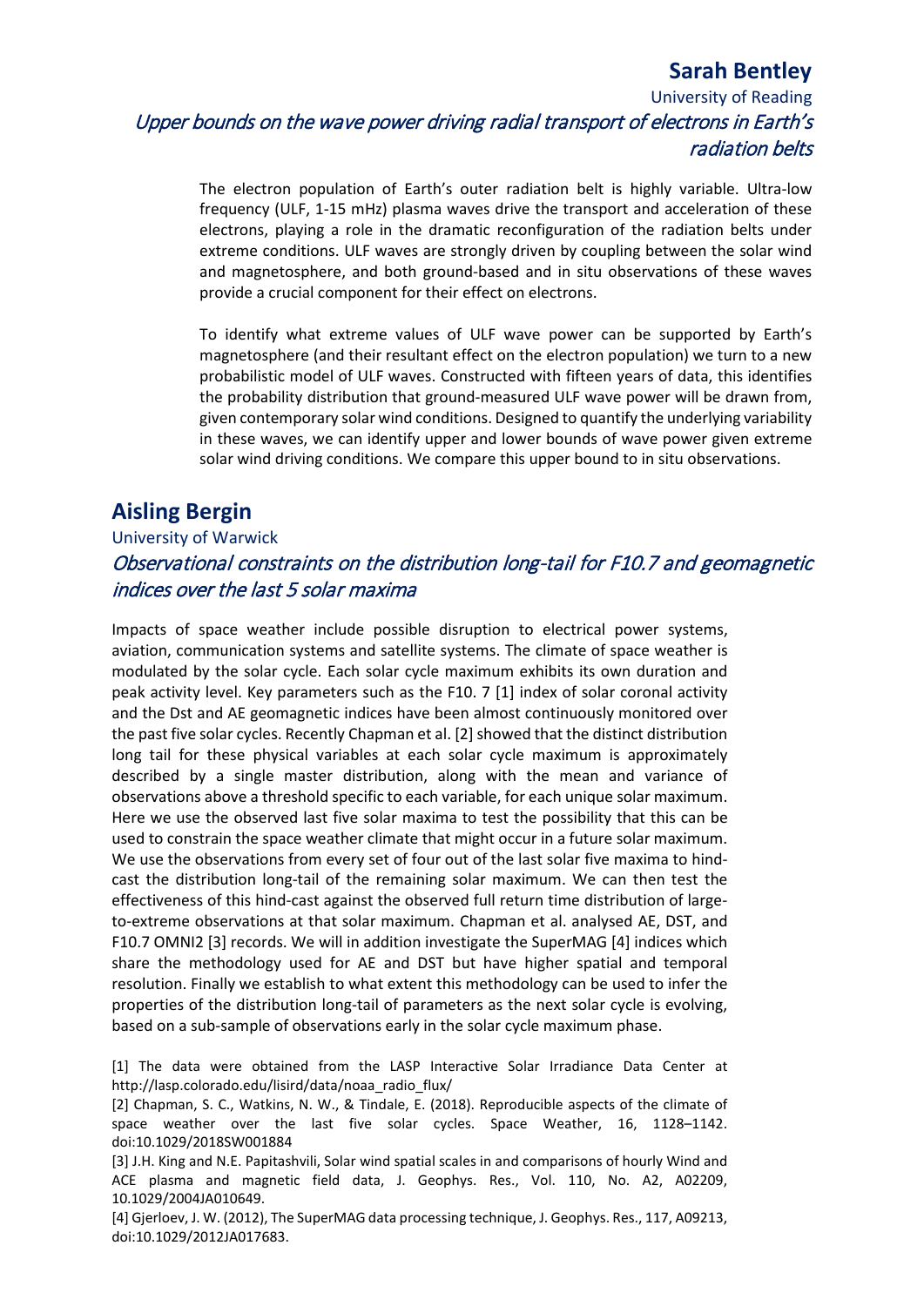## Sarah Bentley

University of Reading

### *Upper bounds on the wave power driving radial transport of electrons in Earth's radiation belts*

The electron population of Earth's outer radiation belt is highly variable. Ultra-low frequency (ULF, 1-15 mHz) plasma waves drive the transport and acceleration of these electrons, playing a role in the dramatic reconfiguration of the radiation belts under extreme conditions. ULF waves are strongly driven by coupling between the solar wind and magnetosphere, and both ground-based and in situ observations of these waves provide a crucial component for their effect on electrons.

To identify what extreme values of ULF wave power can be supported by Earth's magnetosphere (and their resultant effect on the electron population) we turn to a new probabilistic model of ULF waves. Constructed with fifteen years of data, this identifies the probability distribution that ground-measured ULF wave power will be drawn from, given contemporary solar wind conditions. Designed to quantify the underlying variability in these waves, we can identify upper and lower bounds of wave power given extreme solar wind driving conditions. We compare this upper bound to in situ observations.

## Aisling Bergin

University of Warwick

### *Observational constraints on the distribution long-tail for F10.7 and geomagnetic indices over the last 5 solar maxima*

Impacts of space weather include possible disruption to electrical power systems, aviation, communication systems and satellite systems. The climate of space weather is modulated by the solar cycle. Each solar cycle maximum exhibits its own duration and peak activity level. Key parameters such as the F10. 7 [1] index of solar coronal activity and the Dst and AE geomagnetic indices have been almost continuously monitored over the past five solar cycles. Recently Chapman et al. [2] showed that the distinct distribution long tail for these physical variables at each solar cycle maximum is approximately described by a single master distribution, along with the mean and variance of observations above a threshold specific to each variable, for each unique solar maximum. Here we use the observed last five solar maxima to test the possibility that this can be used to constrain the space weather climate that might occur in a future solar maximum. We use the observations from every set of four out of the last solar five maxima to hind-cast the distribution long-tail of the remaining solar maximum. We can then test the effectiveness of this hind-cast against the observed full return time distribution of large-to-extreme observations at that solar maximum. Chapman et al. analysed AE, DST, and F10.7 OMNI2 [3] records. We will in addition investigate the SuperMAG [4] indices which share the methodology used for AE and DST but have higher spatial and temporal resolution. Finally we establish to what extent this methodology can be used to infer the properties of the distribution long-tail of parameters as the next solar cycle is evolving, based on a sub-sample of observations early in the solar cycle maximum phase.

[1] The data were obtained from the LASP Interactive Solar Irradiance Data Center at http://lasp.colorado.edu/lisird/data/noaa_radio_flux/

[2] Chapman, S. C., Watkins, N. W., & Tindale, E. (2018). Reproducible aspects of the climate of space weather over the last five solar cycles. Space Weather, 16, 1128–1142. doi:10.1029/2018SW001884

[3] J.H. King and N.E. Papitashvili, Solar wind spatial scales in and comparisons of hourly Wind and ACE plasma and magnetic field data, J. Geophys. Res., Vol. 110, No. A2, A02209, 10.1029/2004JA010649.

[4] Gjerloev, J. W. (2012), The SuperMAG data processing technique, J. Geophys. Res., 117, A09213, doi:10.1029/2012JA017683.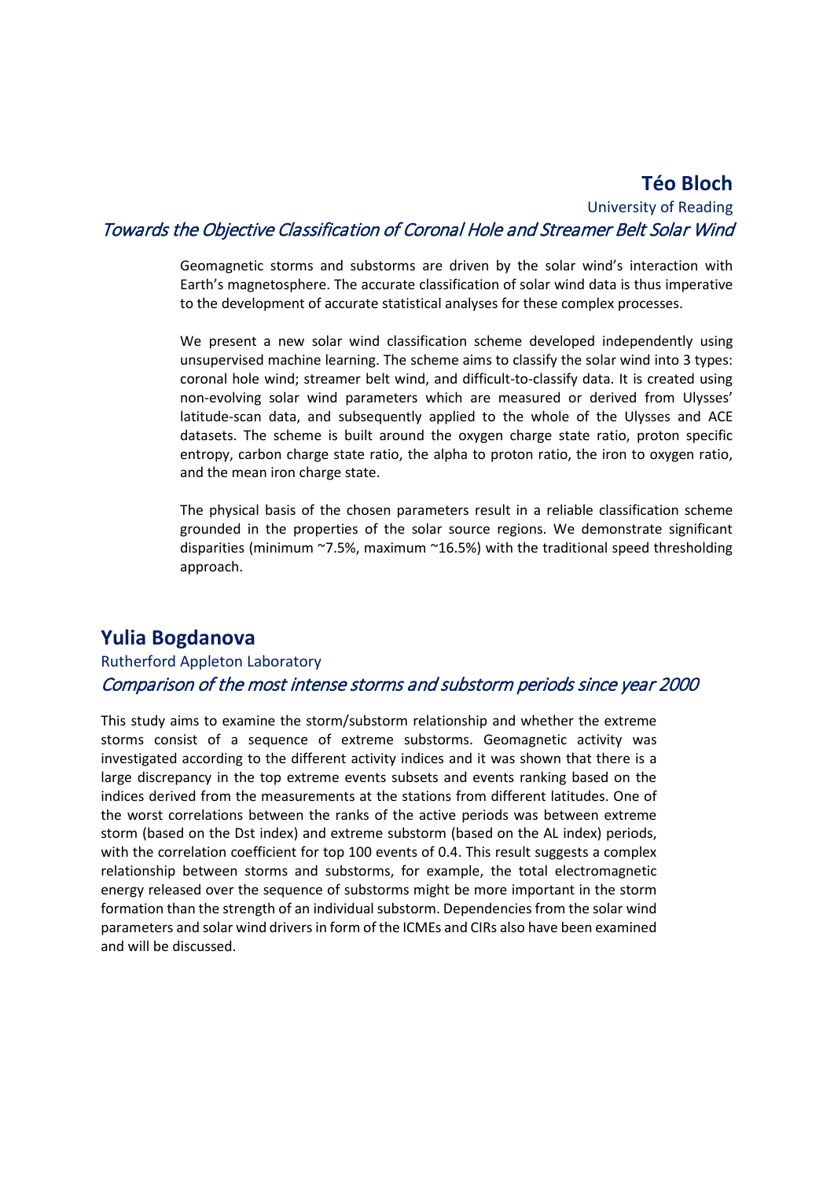## Téo Bloch

University of Reading

*Towards the Objective Classification of Coronal Hole and Streamer Belt Solar Wind*

Geomagnetic storms and substorms are driven by the solar wind's interaction with Earth's magnetosphere. The accurate classification of solar wind data is thus imperative to the development of accurate statistical analyses for these complex processes.

We present a new solar wind classification scheme developed independently using unsupervised machine learning. The scheme aims to classify the solar wind into 3 types: coronal hole wind; streamer belt wind, and difficult-to-classify data. It is created using non-evolving solar wind parameters which are measured or derived from Ulysses' latitude-scan data, and subsequently applied to the whole of the Ulysses and ACE datasets. The scheme is built around the oxygen charge state ratio, proton specific entropy, carbon charge state ratio, the alpha to proton ratio, the iron to oxygen ratio, and the mean iron charge state.

The physical basis of the chosen parameters result in a reliable classification scheme grounded in the properties of the solar source regions. We demonstrate significant disparities (minimum ~7.5%, maximum ~16.5%) with the traditional speed thresholding approach.

## Yulia Bogdanova

Rutherford Appleton Laboratory

*Comparison of the most intense storms and substorm periods since year 2000*

This study aims to examine the storm/substorm relationship and whether the extreme storms consist of a sequence of extreme substorms. Geomagnetic activity was investigated according to the different activity indices and it was shown that there is a large discrepancy in the top extreme events subsets and events ranking based on the indices derived from the measurements at the stations from different latitudes. One of the worst correlations between the ranks of the active periods was between extreme storm (based on the Dst index) and extreme substorm (based on the AL index) periods, with the correlation coefficient for top 100 events of 0.4. This result suggests a complex relationship between storms and substorms, for example, the total electromagnetic energy released over the sequence of substorms might be more important in the storm formation than the strength of an individual substorm. Dependencies from the solar wind parameters and solar wind drivers in form of the ICMEs and CIRs also have been examined and will be discussed.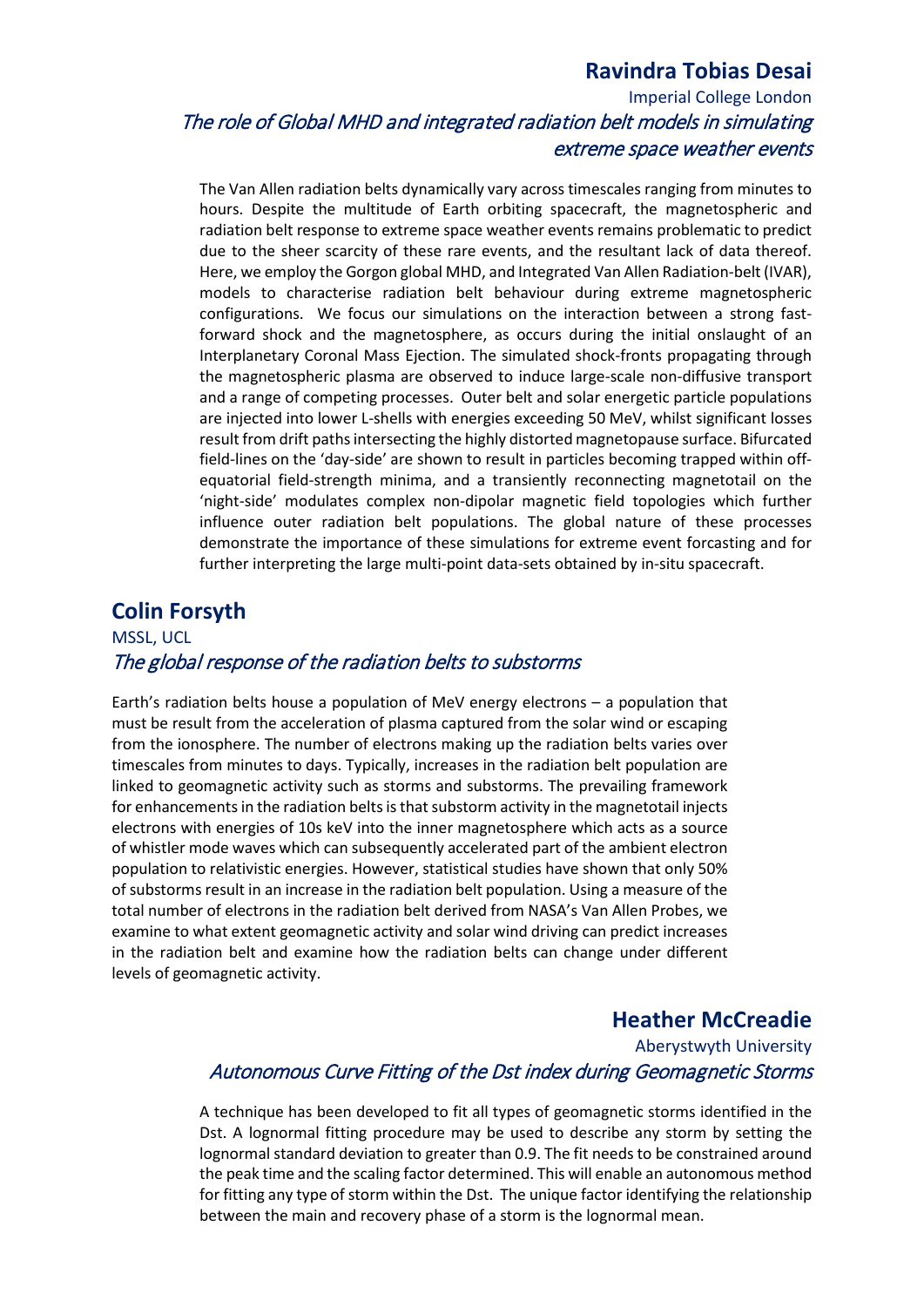## Ravindra Tobias Desai

Imperial College London

### *The role of Global MHD and integrated radiation belt models in simulating extreme space weather events*

The Van Allen radiation belts dynamically vary across timescales ranging from minutes to hours. Despite the multitude of Earth orbiting spacecraft, the magnetospheric and radiation belt response to extreme space weather events remains problematic to predict due to the sheer scarcity of these rare events, and the resultant lack of data thereof. Here, we employ the Gorgon global MHD, and Integrated Van Allen Radiation-belt (IVAR), models to characterise radiation belt behaviour during extreme magnetospheric configurations. We focus our simulations on the interaction between a strong fast-forward shock and the magnetosphere, as occurs during the initial onslaught of an Interplanetary Coronal Mass Ejection. The simulated shock-fronts propagating through the magnetospheric plasma are observed to induce large-scale non-diffusive transport and a range of competing processes. Outer belt and solar energetic particle populations are injected into lower L-shells with energies exceeding 50 MeV, whilst significant losses result from drift paths intersecting the highly distorted magnetopause surface. Bifurcated field-lines on the 'day-side' are shown to result in particles becoming trapped within off-equatorial field-strength minima, and a transiently reconnecting magnetotail on the 'night-side' modulates complex non-dipolar magnetic field topologies which further influence outer radiation belt populations. The global nature of these processes demonstrate the importance of these simulations for extreme event forcasting and for further interpreting the large multi-point data-sets obtained by in-situ spacecraft.

## Colin Forsyth

MSSL, UCL

### *The global response of the radiation belts to substorms*

Earth's radiation belts house a population of MeV energy electrons – a population that must be result from the acceleration of plasma captured from the solar wind or escaping from the ionosphere. The number of electrons making up the radiation belts varies over timescales from minutes to days. Typically, increases in the radiation belt population are linked to geomagnetic activity such as storms and substorms. The prevailing framework for enhancements in the radiation belts is that substorm activity in the magnetotail injects electrons with energies of 10s keV into the inner magnetosphere which acts as a source of whistler mode waves which can subsequently accelerated part of the ambient electron population to relativistic energies. However, statistical studies have shown that only 50% of substorms result in an increase in the radiation belt population. Using a measure of the total number of electrons in the radiation belt derived from NASA's Van Allen Probes, we examine to what extent geomagnetic activity and solar wind driving can predict increases in the radiation belt and examine how the radiation belts can change under different levels of geomagnetic activity.

## Heather McCreadie

Aberystwyth University

### *Autonomous Curve Fitting of the Dst index during Geomagnetic Storms*

A technique has been developed to fit all types of geomagnetic storms identified in the Dst. A lognormal fitting procedure may be used to describe any storm by setting the lognormal standard deviation to greater than 0.9. The fit needs to be constrained around the peak time and the scaling factor determined. This will enable an autonomous method for fitting any type of storm within the Dst. The unique factor identifying the relationship between the main and recovery phase of a storm is the lognormal mean.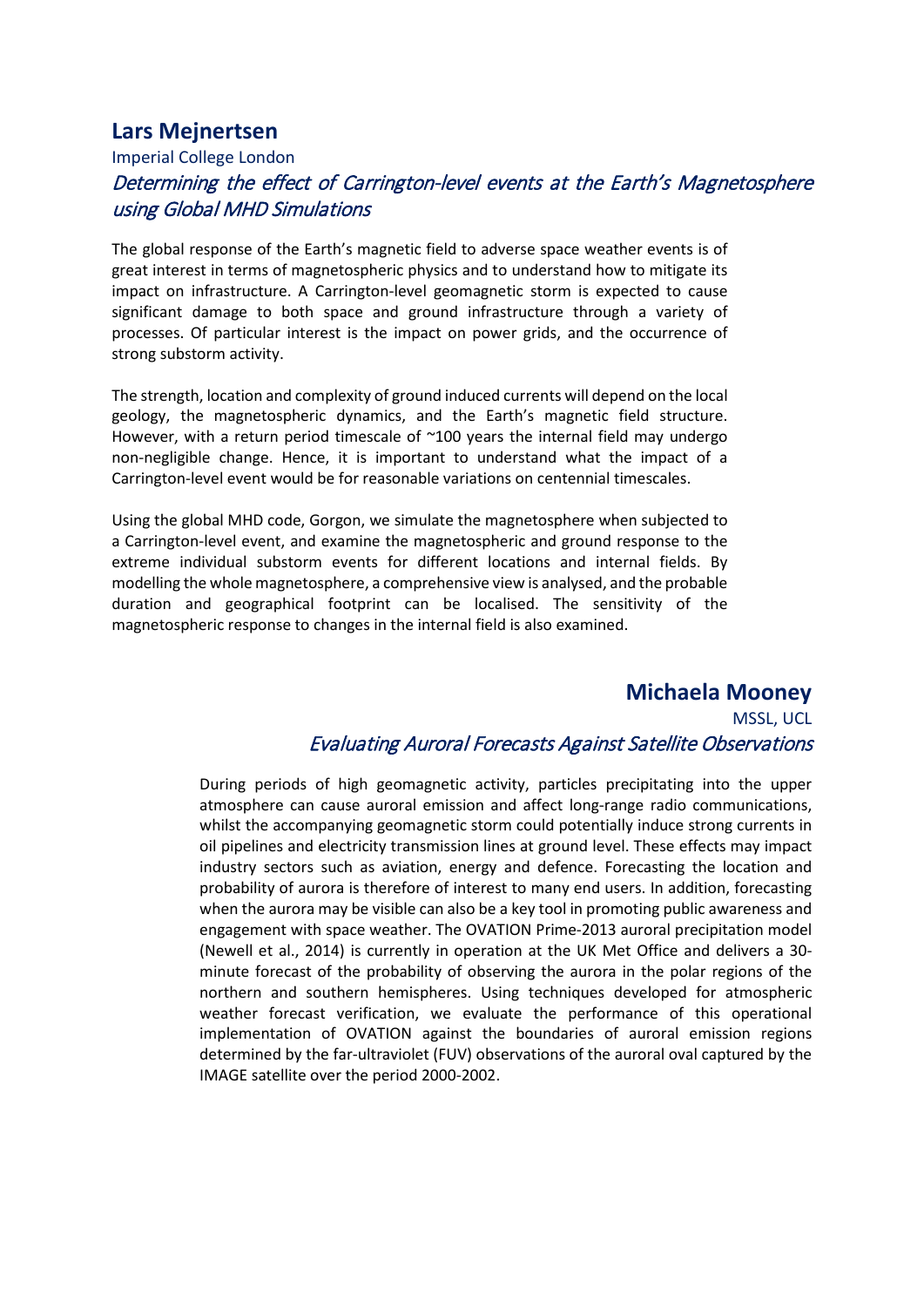## Lars Mejnertsen

Imperial College London

*Determining the effect of Carrington-level events at the Earth's Magnetosphere using Global MHD Simulations*

The global response of the Earth's magnetic field to adverse space weather events is of great interest in terms of magnetospheric physics and to understand how to mitigate its impact on infrastructure. A Carrington-level geomagnetic storm is expected to cause significant damage to both space and ground infrastructure through a variety of processes. Of particular interest is the impact on power grids, and the occurrence of strong substorm activity.

The strength, location and complexity of ground induced currents will depend on the local geology, the magnetospheric dynamics, and the Earth's magnetic field structure. However, with a return period timescale of ~100 years the internal field may undergo non-negligible change. Hence, it is important to understand what the impact of a Carrington-level event would be for reasonable variations on centennial timescales.

Using the global MHD code, Gorgon, we simulate the magnetosphere when subjected to a Carrington-level event, and examine the magnetospheric and ground response to the extreme individual substorm events for different locations and internal fields. By modelling the whole magnetosphere, a comprehensive view is analysed, and the probable duration and geographical footprint can be localised. The sensitivity of the magnetospheric response to changes in the internal field is also examined.

## Michaela Mooney

MSSL, UCL

*Evaluating Auroral Forecasts Against Satellite Observations*

During periods of high geomagnetic activity, particles precipitating into the upper atmosphere can cause auroral emission and affect long-range radio communications, whilst the accompanying geomagnetic storm could potentially induce strong currents in oil pipelines and electricity transmission lines at ground level. These effects may impact industry sectors such as aviation, energy and defence. Forecasting the location and probability of aurora is therefore of interest to many end users. In addition, forecasting when the aurora may be visible can also be a key tool in promoting public awareness and engagement with space weather. The OVATION Prime-2013 auroral precipitation model (Newell et al., 2014) is currently in operation at the UK Met Office and delivers a 30-minute forecast of the probability of observing the aurora in the polar regions of the northern and southern hemispheres. Using techniques developed for atmospheric weather forecast verification, we evaluate the performance of this operational implementation of OVATION against the boundaries of auroral emission regions determined by the far-ultraviolet (FUV) observations of the auroral oval captured by the IMAGE satellite over the period 2000-2002.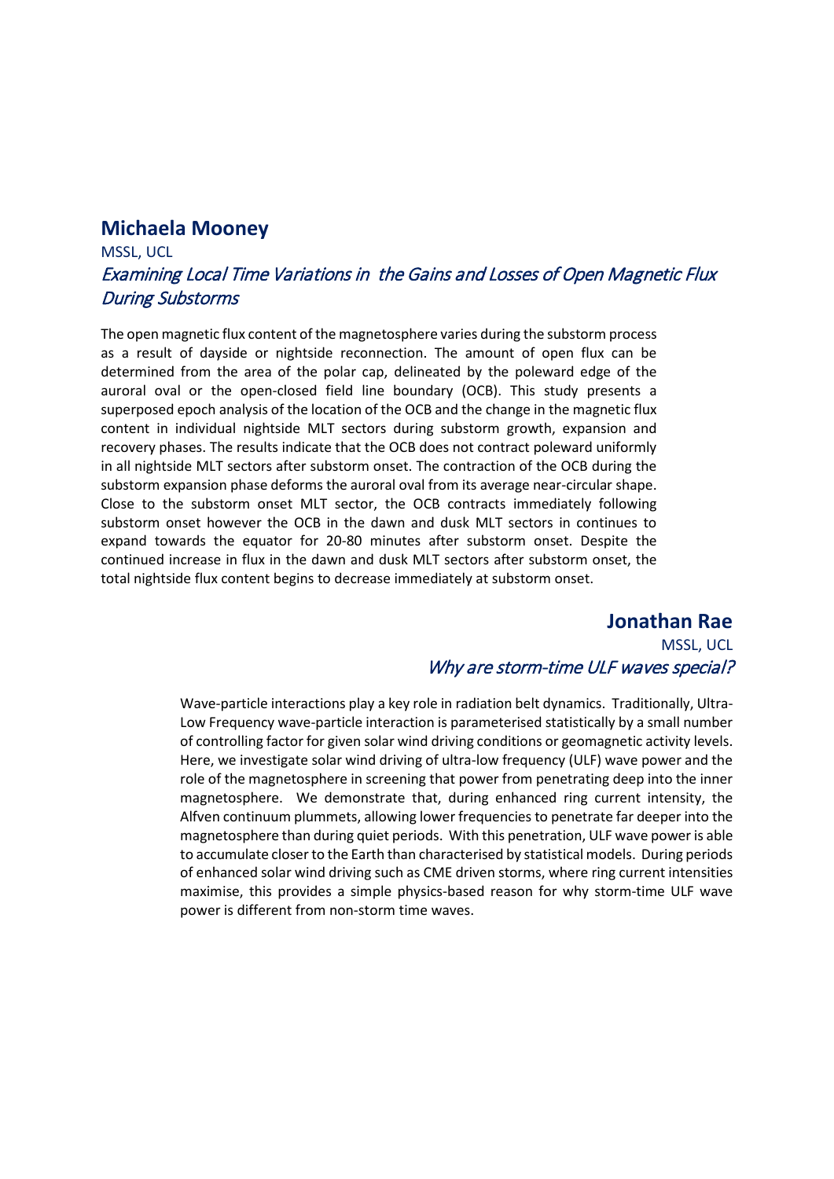## Michaela Mooney

MSSL, UCL

*Examining Local Time Variations in the Gains and Losses of Open Magnetic Flux During Substorms*

The open magnetic flux content of the magnetosphere varies during the substorm process as a result of dayside or nightside reconnection. The amount of open flux can be determined from the area of the polar cap, delineated by the poleward edge of the auroral oval or the open-closed field line boundary (OCB). This study presents a superposed epoch analysis of the location of the OCB and the change in the magnetic flux content in individual nightside MLT sectors during substorm growth, expansion and recovery phases. The results indicate that the OCB does not contract poleward uniformly in all nightside MLT sectors after substorm onset. The contraction of the OCB during the substorm expansion phase deforms the auroral oval from its average near-circular shape. Close to the substorm onset MLT sector, the OCB contracts immediately following substorm onset however the OCB in the dawn and dusk MLT sectors in continues to expand towards the equator for 20-80 minutes after substorm onset. Despite the continued increase in flux in the dawn and dusk MLT sectors after substorm onset, the total nightside flux content begins to decrease immediately at substorm onset.

## Jonathan Rae

MSSL, UCL

*Why are storm-time ULF waves special?*

Wave-particle interactions play a key role in radiation belt dynamics. Traditionally, Ultra-Low Frequency wave-particle interaction is parameterised statistically by a small number of controlling factor for given solar wind driving conditions or geomagnetic activity levels. Here, we investigate solar wind driving of ultra-low frequency (ULF) wave power and the role of the magnetosphere in screening that power from penetrating deep into the inner magnetosphere. We demonstrate that, during enhanced ring current intensity, the Alfven continuum plummets, allowing lower frequencies to penetrate far deeper into the magnetosphere than during quiet periods. With this penetration, ULF wave power is able to accumulate closer to the Earth than characterised by statistical models. During periods of enhanced solar wind driving such as CME driven storms, where ring current intensities maximise, this provides a simple physics-based reason for why storm-time ULF wave power is different from non-storm time waves.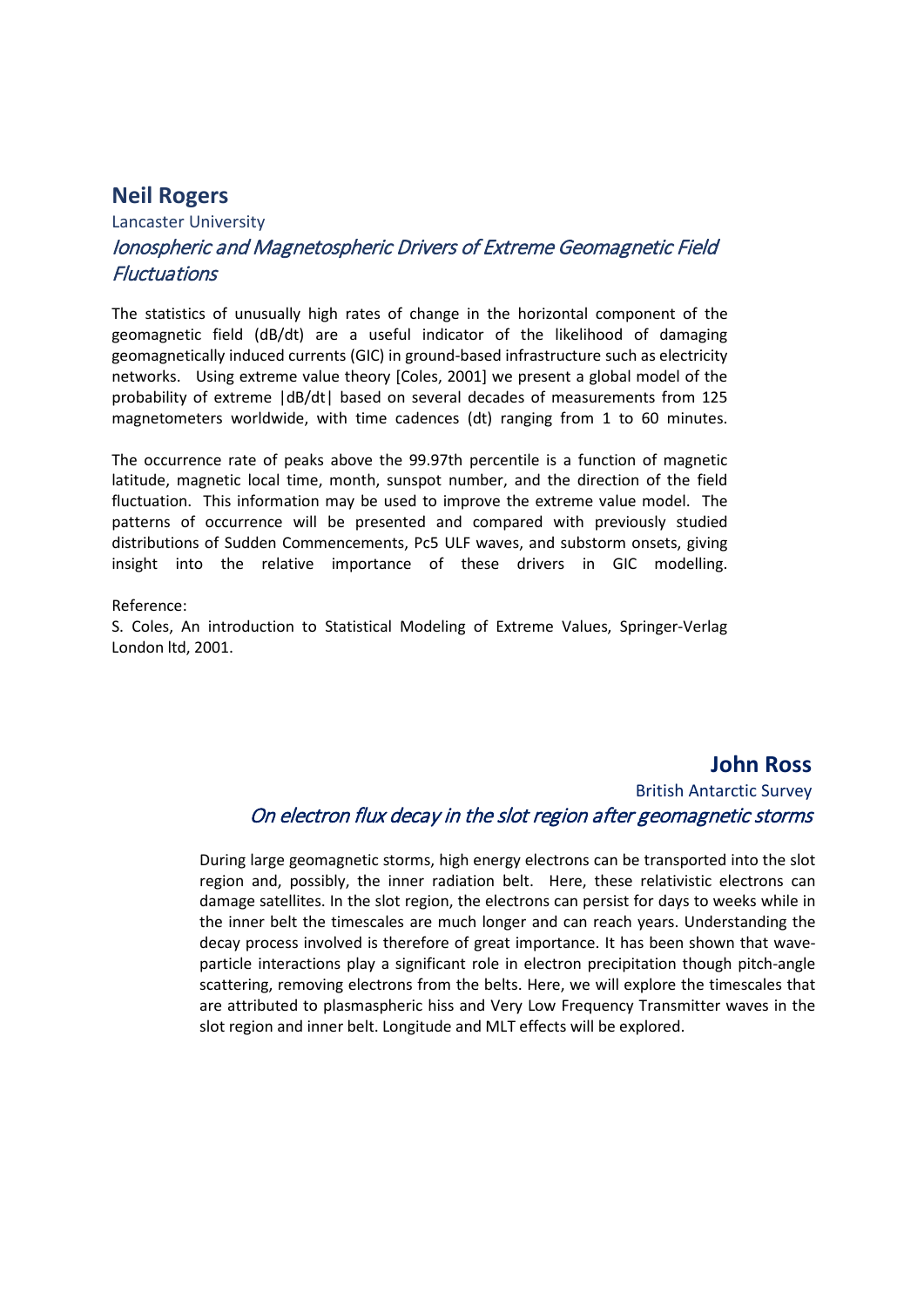## Neil Rogers

Lancaster University

*Ionospheric and Magnetospheric Drivers of Extreme Geomagnetic Field Fluctuations*

The statistics of unusually high rates of change in the horizontal component of the geomagnetic field (dB/dt) are a useful indicator of the likelihood of damaging geomagnetically induced currents (GIC) in ground-based infrastructure such as electricity networks. Using extreme value theory [Coles, 2001] we present a global model of the probability of extreme |dB/dt| based on several decades of measurements from 125 magnetometers worldwide, with time cadences (dt) ranging from 1 to 60 minutes.

The occurrence rate of peaks above the 99.97th percentile is a function of magnetic latitude, magnetic local time, month, sunspot number, and the direction of the field fluctuation. This information may be used to improve the extreme value model. The patterns of occurrence will be presented and compared with previously studied distributions of Sudden Commencements, Pc5 ULF waves, and substorm onsets, giving insight into the relative importance of these drivers in GIC modelling.

Reference:
S. Coles, An introduction to Statistical Modeling of Extreme Values, Springer-Verlag London ltd, 2001.

## John Ross

British Antarctic Survey

*On electron flux decay in the slot region after geomagnetic storms*

During large geomagnetic storms, high energy electrons can be transported into the slot region and, possibly, the inner radiation belt. Here, these relativistic electrons can damage satellites. In the slot region, the electrons can persist for days to weeks while in the inner belt the timescales are much longer and can reach years. Understanding the decay process involved is therefore of great importance. It has been shown that wave-particle interactions play a significant role in electron precipitation though pitch-angle scattering, removing electrons from the belts. Here, we will explore the timescales that are attributed to plasmaspheric hiss and Very Low Frequency Transmitter waves in the slot region and inner belt. Longitude and MLT effects will be explored.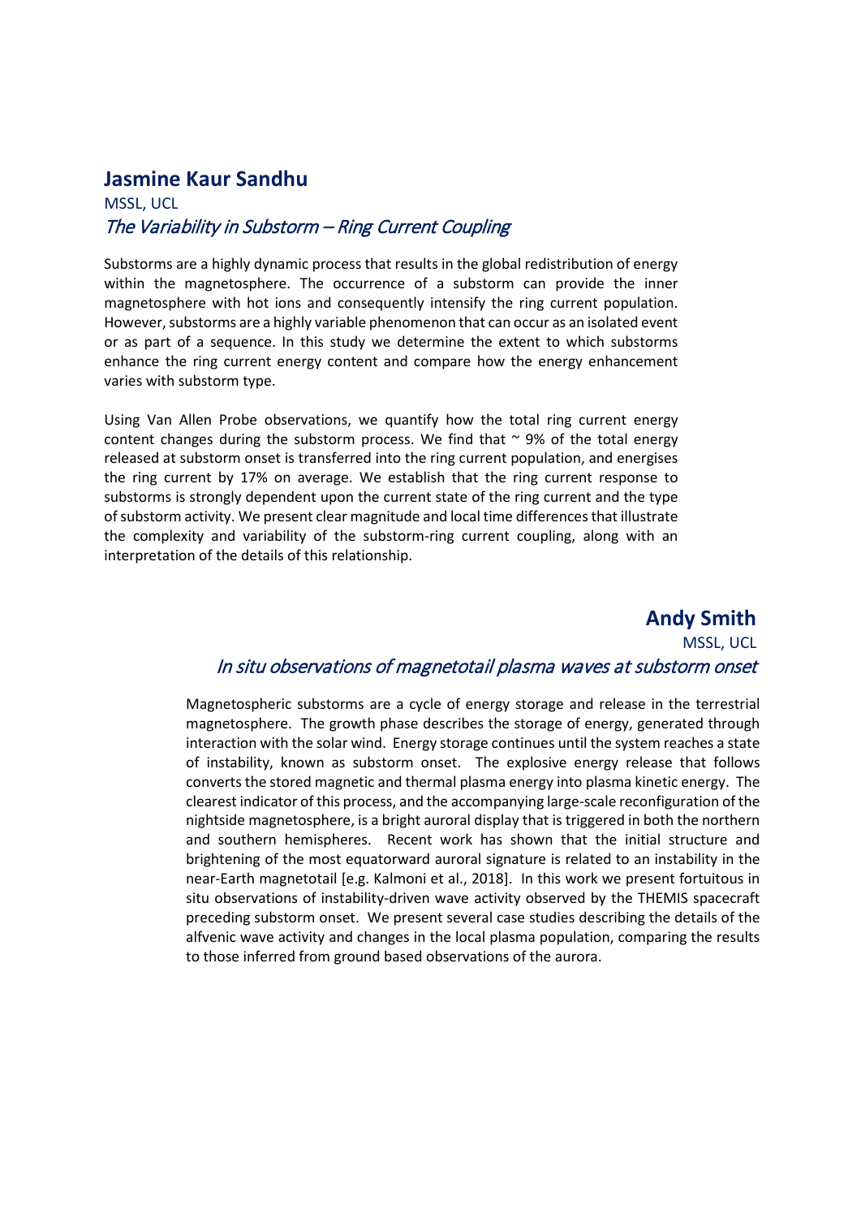## Jasmine Kaur Sandhu

MSSL, UCL

*The Variability in Substorm – Ring Current Coupling*

Substorms are a highly dynamic process that results in the global redistribution of energy within the magnetosphere. The occurrence of a substorm can provide the inner magnetosphere with hot ions and consequently intensify the ring current population. However, substorms are a highly variable phenomenon that can occur as an isolated event or as part of a sequence. In this study we determine the extent to which substorms enhance the ring current energy content and compare how the energy enhancement varies with substorm type.

Using Van Allen Probe observations, we quantify how the total ring current energy content changes during the substorm process. We find that ~ 9% of the total energy released at substorm onset is transferred into the ring current population, and energises the ring current by 17% on average. We establish that the ring current response to substorms is strongly dependent upon the current state of the ring current and the type of substorm activity. We present clear magnitude and local time differences that illustrate the complexity and variability of the substorm-ring current coupling, along with an interpretation of the details of this relationship.

## Andy Smith

MSSL, UCL

*In situ observations of magnetotail plasma waves at substorm onset*

Magnetospheric substorms are a cycle of energy storage and release in the terrestrial magnetosphere. The growth phase describes the storage of energy, generated through interaction with the solar wind. Energy storage continues until the system reaches a state of instability, known as substorm onset. The explosive energy release that follows converts the stored magnetic and thermal plasma energy into plasma kinetic energy. The clearest indicator of this process, and the accompanying large-scale reconfiguration of the nightside magnetosphere, is a bright auroral display that is triggered in both the northern and southern hemispheres. Recent work has shown that the initial structure and brightening of the most equatorward auroral signature is related to an instability in the near-Earth magnetotail [e.g. Kalmoni et al., 2018]. In this work we present fortuitous in situ observations of instability-driven wave activity observed by the THEMIS spacecraft preceding substorm onset. We present several case studies describing the details of the alfvenic wave activity and changes in the local plasma population, comparing the results to those inferred from ground based observations of the aurora.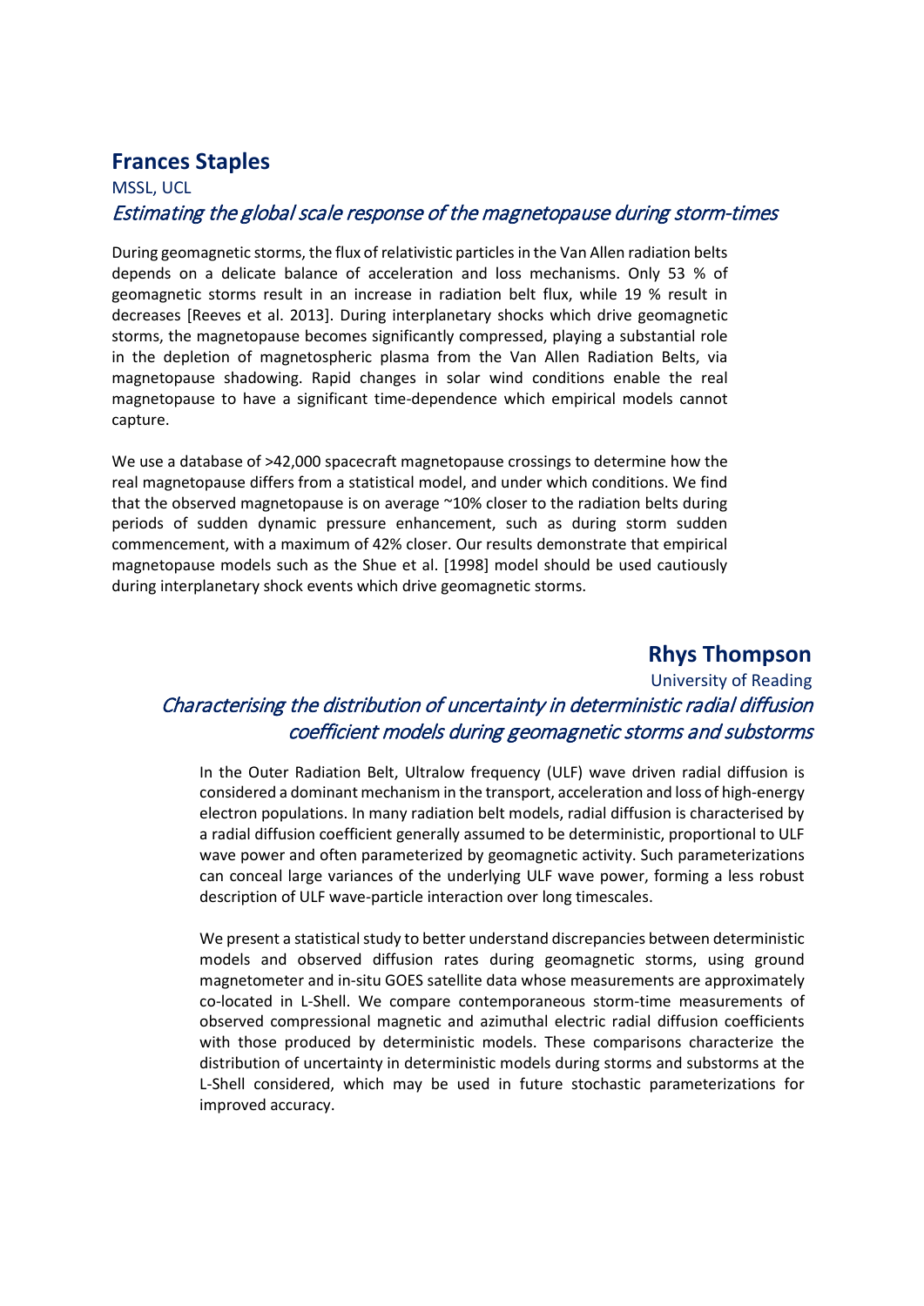## Frances Staples

MSSL, UCL

*Estimating the global scale response of the magnetopause during storm-times*

During geomagnetic storms, the flux of relativistic particles in the Van Allen radiation belts depends on a delicate balance of acceleration and loss mechanisms. Only 53 % of geomagnetic storms result in an increase in radiation belt flux, while 19 % result in decreases [Reeves et al. 2013]. During interplanetary shocks which drive geomagnetic storms, the magnetopause becomes significantly compressed, playing a substantial role in the depletion of magnetospheric plasma from the Van Allen Radiation Belts, via magnetopause shadowing. Rapid changes in solar wind conditions enable the real magnetopause to have a significant time-dependence which empirical models cannot capture.

We use a database of >42,000 spacecraft magnetopause crossings to determine how the real magnetopause differs from a statistical model, and under which conditions. We find that the observed magnetopause is on average ~10% closer to the radiation belts during periods of sudden dynamic pressure enhancement, such as during storm sudden commencement, with a maximum of 42% closer. Our results demonstrate that empirical magnetopause models such as the Shue et al. [1998] model should be used cautiously during interplanetary shock events which drive geomagnetic storms.

## Rhys Thompson

University of Reading

*Characterising the distribution of uncertainty in deterministic radial diffusion coefficient models during geomagnetic storms and substorms*

In the Outer Radiation Belt, Ultralow frequency (ULF) wave driven radial diffusion is considered a dominant mechanism in the transport, acceleration and loss of high-energy electron populations. In many radiation belt models, radial diffusion is characterised by a radial diffusion coefficient generally assumed to be deterministic, proportional to ULF wave power and often parameterized by geomagnetic activity. Such parameterizations can conceal large variances of the underlying ULF wave power, forming a less robust description of ULF wave-particle interaction over long timescales.

We present a statistical study to better understand discrepancies between deterministic models and observed diffusion rates during geomagnetic storms, using ground magnetometer and in-situ GOES satellite data whose measurements are approximately co-located in L-Shell. We compare contemporaneous storm-time measurements of observed compressional magnetic and azimuthal electric radial diffusion coefficients with those produced by deterministic models. These comparisons characterize the distribution of uncertainty in deterministic models during storms and substorms at the L-Shell considered, which may be used in future stochastic parameterizations for improved accuracy.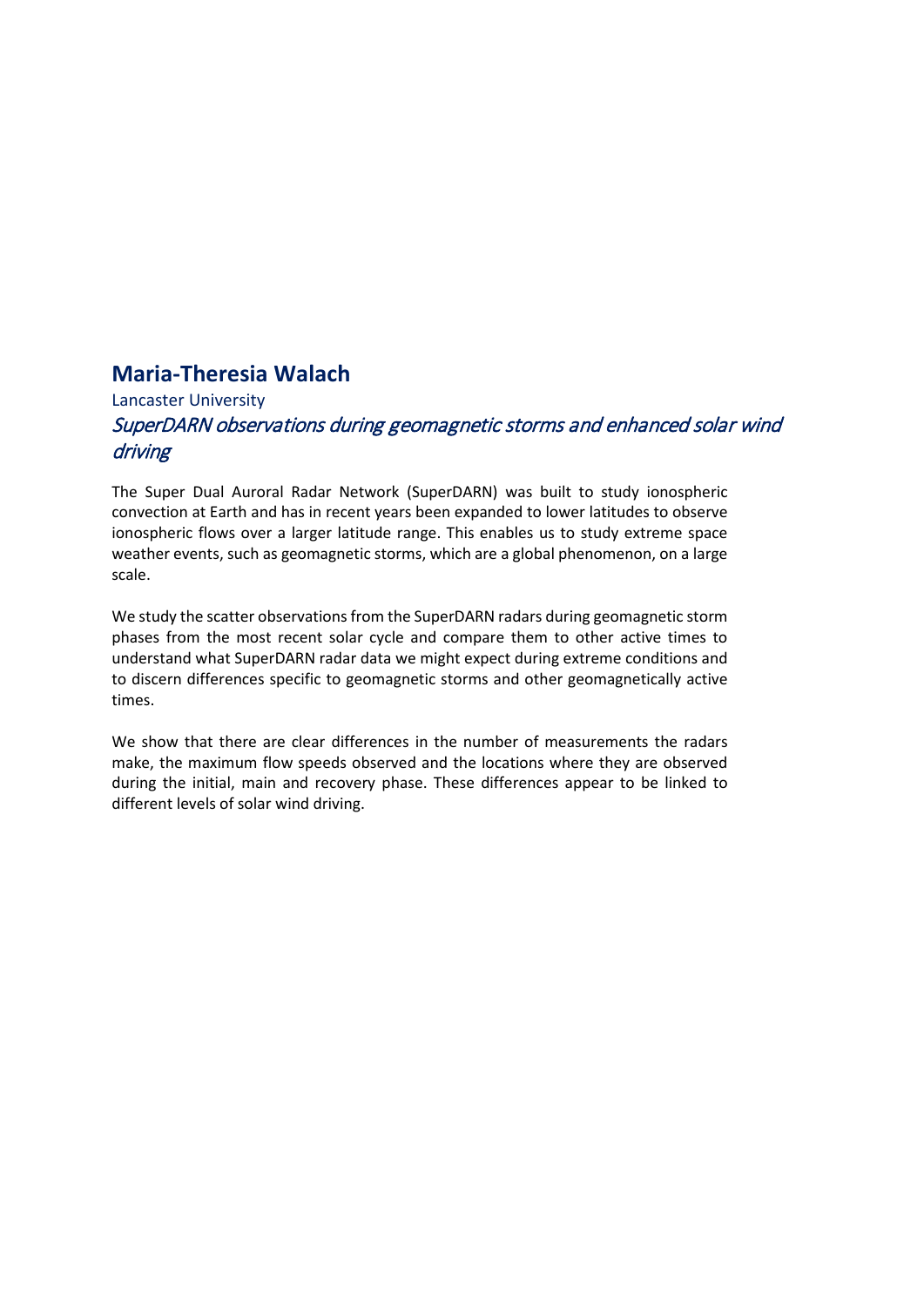## Maria-Theresia Walach

Lancaster University

*SuperDARN observations during geomagnetic storms and enhanced solar wind driving*

The Super Dual Auroral Radar Network (SuperDARN) was built to study ionospheric convection at Earth and has in recent years been expanded to lower latitudes to observe ionospheric flows over a larger latitude range. This enables us to study extreme space weather events, such as geomagnetic storms, which are a global phenomenon, on a large scale.

We study the scatter observations from the SuperDARN radars during geomagnetic storm phases from the most recent solar cycle and compare them to other active times to understand what SuperDARN radar data we might expect during extreme conditions and to discern differences specific to geomagnetic storms and other geomagnetically active times.

We show that there are clear differences in the number of measurements the radars make, the maximum flow speeds observed and the locations where they are observed during the initial, main and recovery phase. These differences appear to be linked to different levels of solar wind driving.